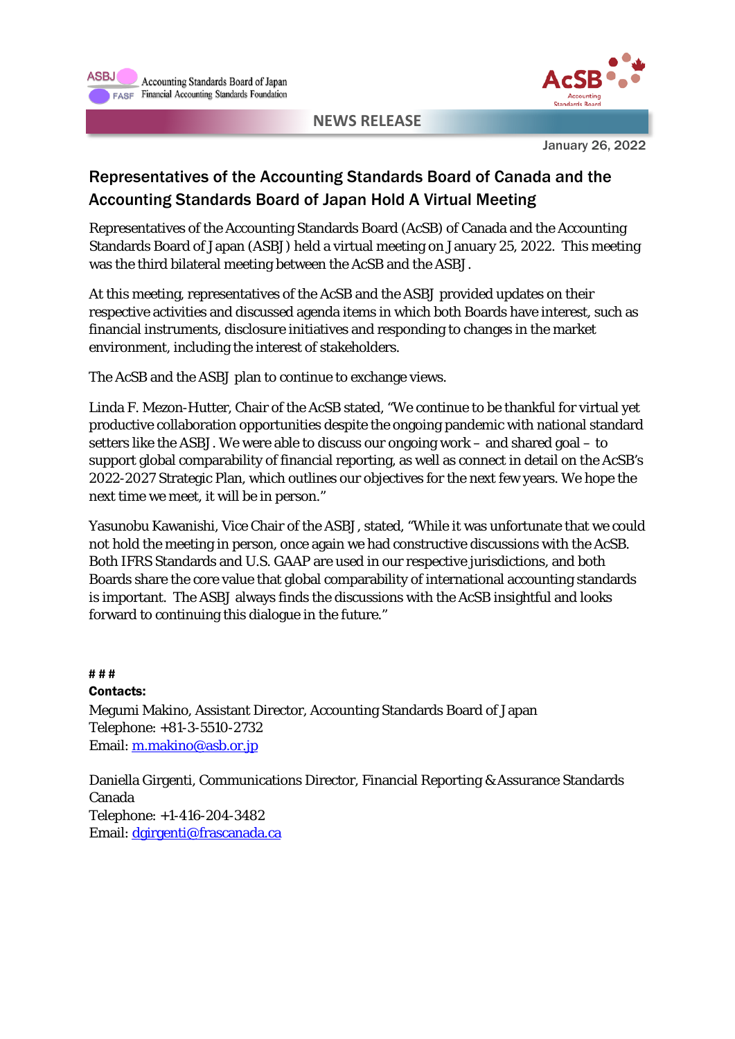Accounting Standards Board of Japan
Financial Accounting Standards Foundation

**NEWS RELEASE**

January 26, 2022

# Representatives of the Accounting Standards Board of Canada and the Accounting Standards Board of Japan Hold A Virtual Meeting

Representatives of the Accounting Standards Board (AcSB) of Canada and the Accounting Standards Board of Japan (ASBJ) held a virtual meeting on January 25, 2022. This meeting was the third bilateral meeting between the AcSB and the ASBJ.

At this meeting, representatives of the AcSB and the ASBJ provided updates on their respective activities and discussed agenda items in which both Boards have interest, such as financial instruments, disclosure initiatives and responding to changes in the market environment, including the interest of stakeholders.

The AcSB and the ASBJ plan to continue to exchange views.

Linda F. Mezon-Hutter, Chair of the AcSB stated, "We continue to be thankful for virtual yet productive collaboration opportunities despite the ongoing pandemic with national standard setters like the ASBJ. We were able to discuss our ongoing work – and shared goal – to support global comparability of financial reporting, as well as connect in detail on the AcSB's 2022-2027 Strategic Plan, which outlines our objectives for the next few years. We hope the next time we meet, it will be in person."

Yasunobu Kawanishi, Vice Chair of the ASBJ, stated, "While it was unfortunate that we could not hold the meeting in person, once again we had constructive discussions with the AcSB. Both IFRS Standards and U.S. GAAP are used in our respective jurisdictions, and both Boards share the core value that global comparability of international accounting standards is important. The ASBJ always finds the discussions with the AcSB insightful and looks forward to continuing this dialogue in the future."

**# # #**

**Contacts:**

Megumi Makino, Assistant Director, Accounting Standards Board of Japan
Telephone: +81-3-5510-2732
Email: m.makino@asb.or.jp

Daniella Girgenti, Communications Director, Financial Reporting & Assurance Standards Canada
Telephone: +1-416-204-3482
Email: dgirgenti@frascanada.ca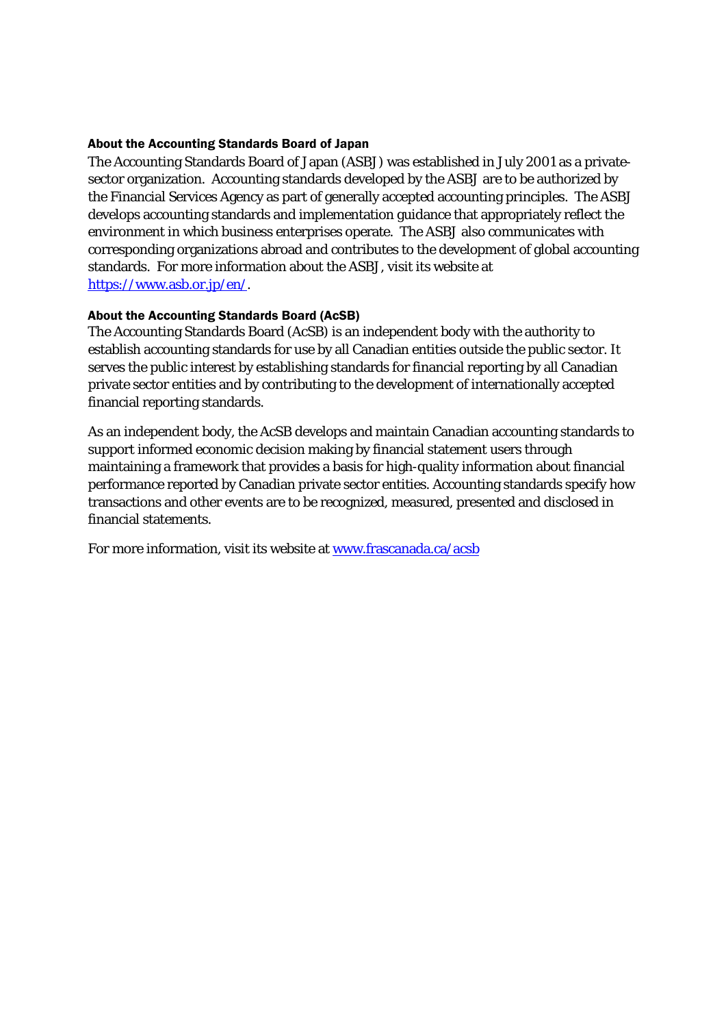### About the Accounting Standards Board of Japan

The Accounting Standards Board of Japan (ASBJ) was established in July 2001 as a private-sector organization. Accounting standards developed by the ASBJ are to be authorized by the Financial Services Agency as part of generally accepted accounting principles. The ASBJ develops accounting standards and implementation guidance that appropriately reflect the environment in which business enterprises operate. The ASBJ also communicates with corresponding organizations abroad and contributes to the development of global accounting standards. For more information about the ASBJ, visit its website at https://www.asb.or.jp/en/.

### About the Accounting Standards Board (AcSB)

The Accounting Standards Board (AcSB) is an independent body with the authority to establish accounting standards for use by all Canadian entities outside the public sector. It serves the public interest by establishing standards for financial reporting by all Canadian private sector entities and by contributing to the development of internationally accepted financial reporting standards.

As an independent body, the AcSB develops and maintain Canadian accounting standards to support informed economic decision making by financial statement users through maintaining a framework that provides a basis for high-quality information about financial performance reported by Canadian private sector entities. Accounting standards specify how transactions and other events are to be recognized, measured, presented and disclosed in financial statements.

For more information, visit its website at www.frascanada.ca/acsb